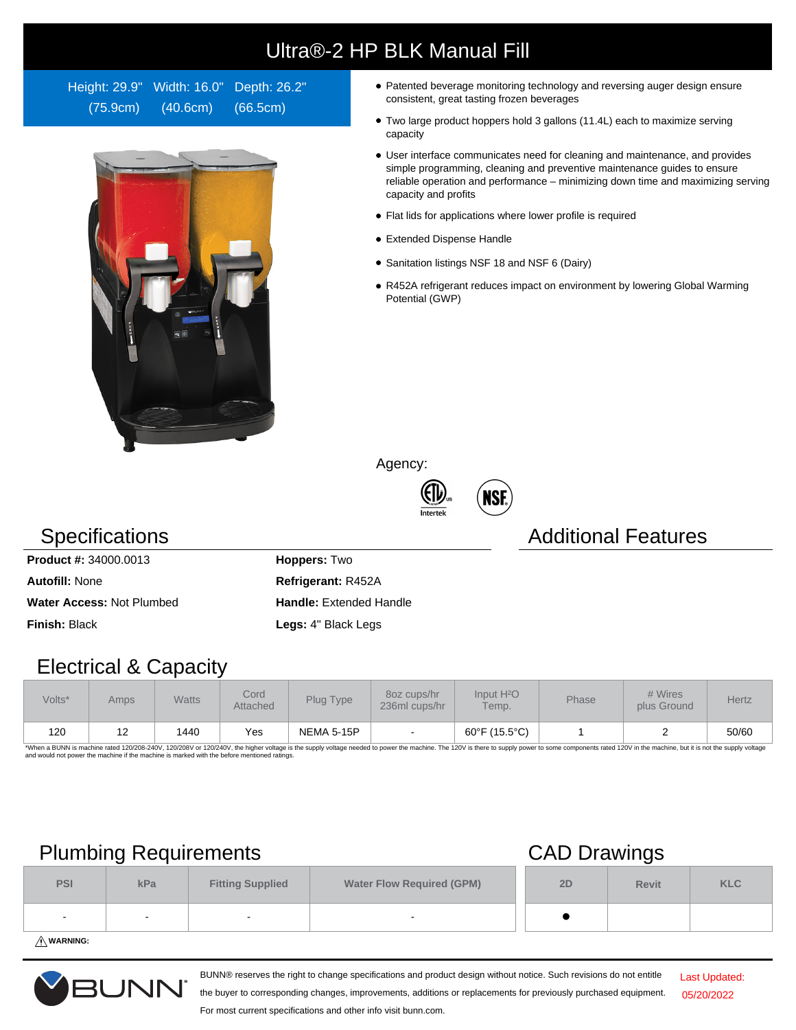# Ultra®-2 HP BLK Manual Fill

Height: 29.9" (75.9cm) Width: 16.0" (40.6cm) Depth: 26.2" (66.5cm)

- Patented beverage monitoring technology and reversing auger design ensure consistent, great tasting frozen beverages
- Two large product hoppers hold 3 gallons (11.4L) each to maximize serving capacity
- User interface communicates need for cleaning and maintenance, and provides simple programming, cleaning and preventive maintenance guides to ensure reliable operation and performance – minimizing down time and maximizing serving capacity and profits
- Flat lids for applications where lower profile is required
- Extended Dispense Handle
- Sanitation listings NSF 18 and NSF 6 (Dairy)
- R452A refrigerant reduces impact on environment by lowering Global Warming Potential (GWP)

Agency:

## Specifications

**Product #:** 34000.0013

**Autofill:** None

**Water Access:** Not Plumbed

**Finish:** Black

**Hoppers:** Two

**Refrigerant:** R452A

**Handle:** Extended Handle

**Legs:** 4" Black Legs

## Additional Features

## Electrical & Capacity

| Volts* | Amps | Watts | Cord Attached | Plug Type | 8oz cups/hr 236ml cups/hr | Input H²O Temp. | Phase | # Wires plus Ground | Hertz |
|---|---|---|---|---|---|---|---|---|---|
| 120 | 12 | 1440 | Yes | NEMA 5-15P | - | 60°F (15.5°C) | 1 | 2 | 50/60 |

*When a BUNN is machine rated 120/208-240V, 120/208V or 120/240V, the higher voltage is the supply voltage needed to power the machine. The 120V is there to supply power to some components rated 120V in the machine, but it is not the supply voltage and would not power the machine if the machine is marked with the before mentioned ratings.

## Plumbing Requirements

| PSI | kPa | Fitting Supplied | Water Flow Required (GPM) |
|---|---|---|---|
| - | - | - | - |

⚠ **WARNING:**

## CAD Drawings

| 2D | Revit | KLC |
|---|---|---|
| ● | | |

BUNN® reserves the right to change specifications and product design without notice. Such revisions do not entitle the buyer to corresponding changes, improvements, additions or replacements for previously purchased equipment. For most current specifications and other info visit bunn.com.

Last Updated: 05/20/2022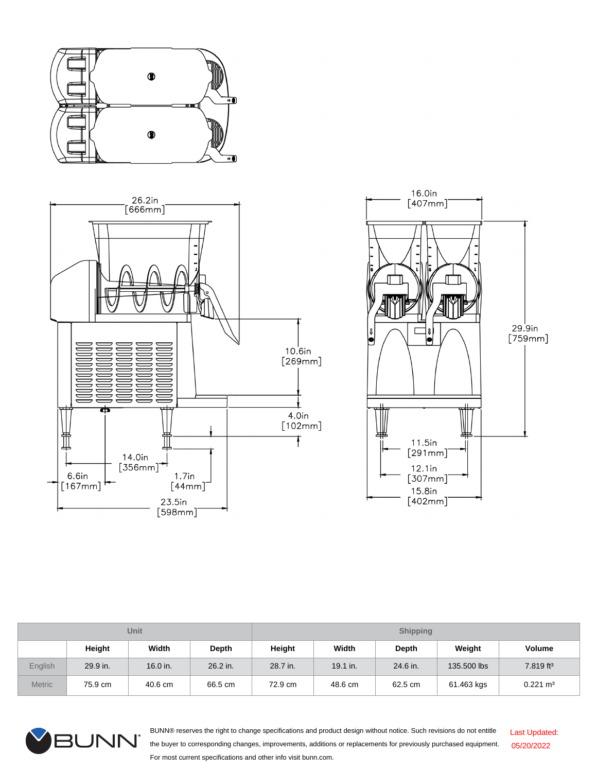| | Unit | | | Shipping | | | | |
|---|---|---|---|---|---|---|---|---|
| | Height | Width | Depth | Height | Width | Depth | Weight | Volume |
| English | 29.9 in. | 16.0 in. | 26.2 in. | 28.7 in. | 19.1 in. | 24.6 in. | 135.500 lbs | 7.819 ft³ |
| Metric | 75.9 cm | 40.6 cm | 66.5 cm | 72.9 cm | 48.6 cm | 62.5 cm | 61.463 kgs | 0.221 m³ |

BUNN® reserves the right to change specifications and product design without notice. Such revisions do not entitle the buyer to corresponding changes, improvements, additions or replacements for previously purchased equipment. For most current specifications and other info visit bunn.com.

Last Updated: 05/20/2022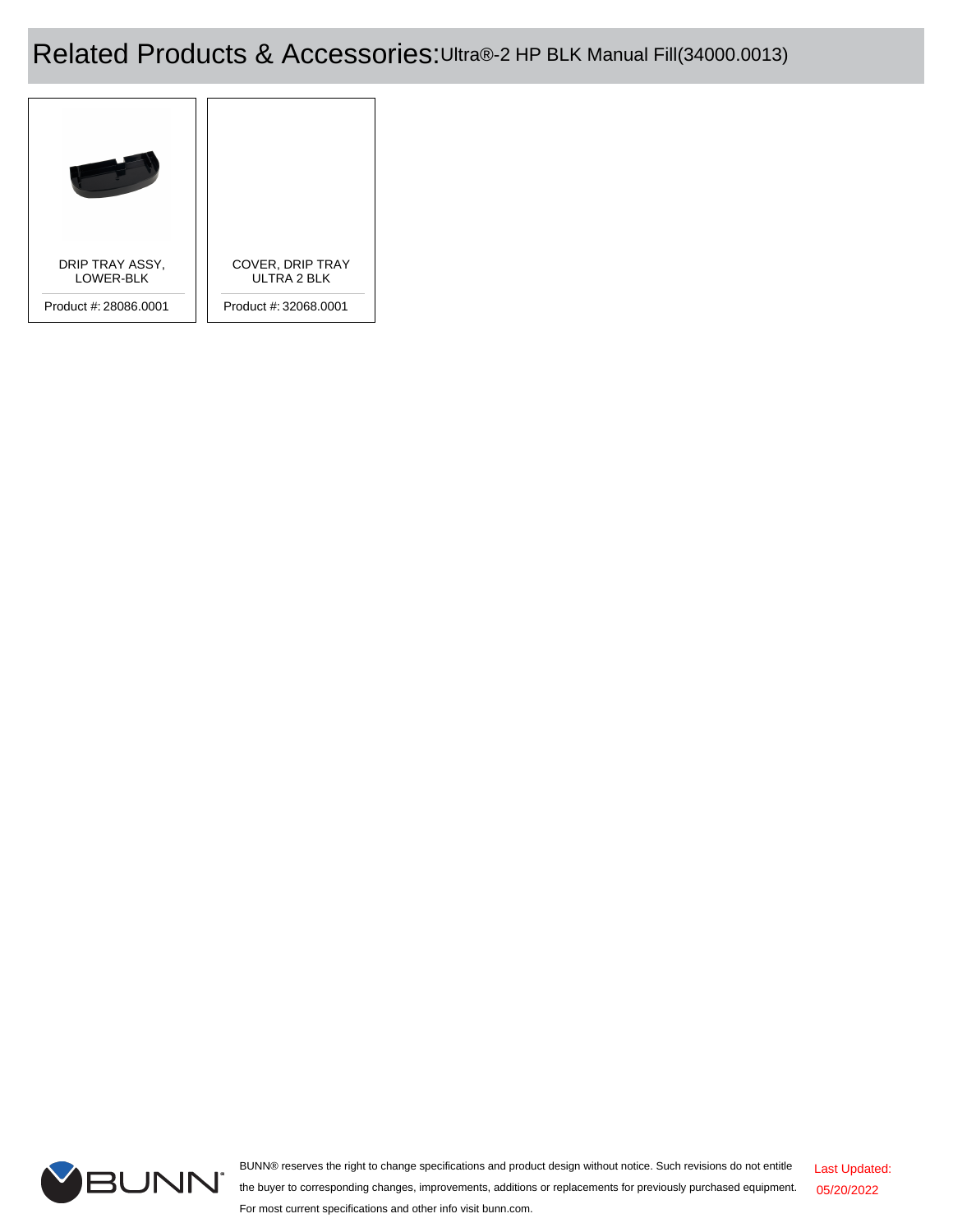# Related Products & Accessories: Ultra®-2 HP BLK Manual Fill(34000.0013)

| Product | Product # |
| --- | --- |
| DRIP TRAY ASSY, LOWER-BLK | 28086.0001 |
| COVER, DRIP TRAY ULTRA 2 BLK | 32068.0001 |

BUNN® reserves the right to change specifications and product design without notice. Such revisions do not entitle the buyer to corresponding changes, improvements, additions or replacements for previously purchased equipment. For most current specifications and other info visit bunn.com.

Last Updated: 05/20/2022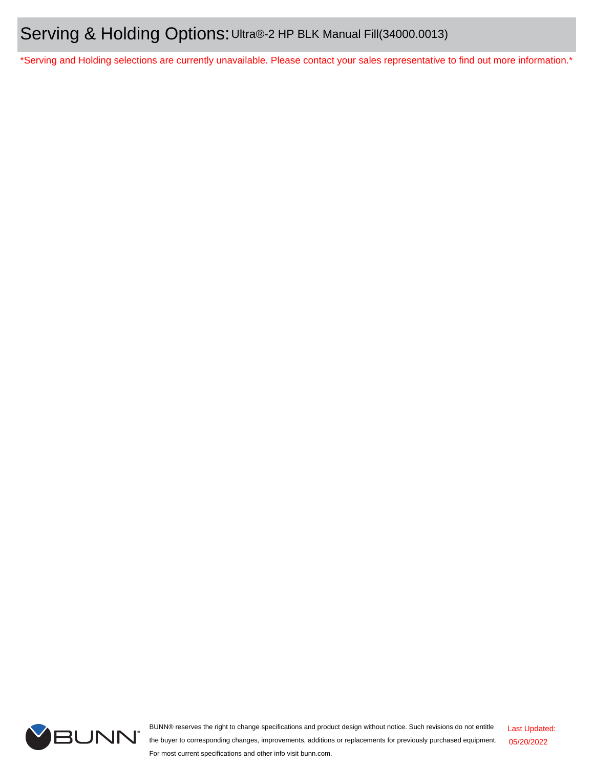# Serving & Holding Options: Ultra®-2 HP BLK Manual Fill(34000.0013)

*Serving and Holding selections are currently unavailable. Please contact your sales representative to find out more information.*

BUNN® reserves the right to change specifications and product design without notice. Such revisions do not entitle the buyer to corresponding changes, improvements, additions or replacements for previously purchased equipment. For most current specifications and other info visit bunn.com.

Last Updated: 05/20/2022